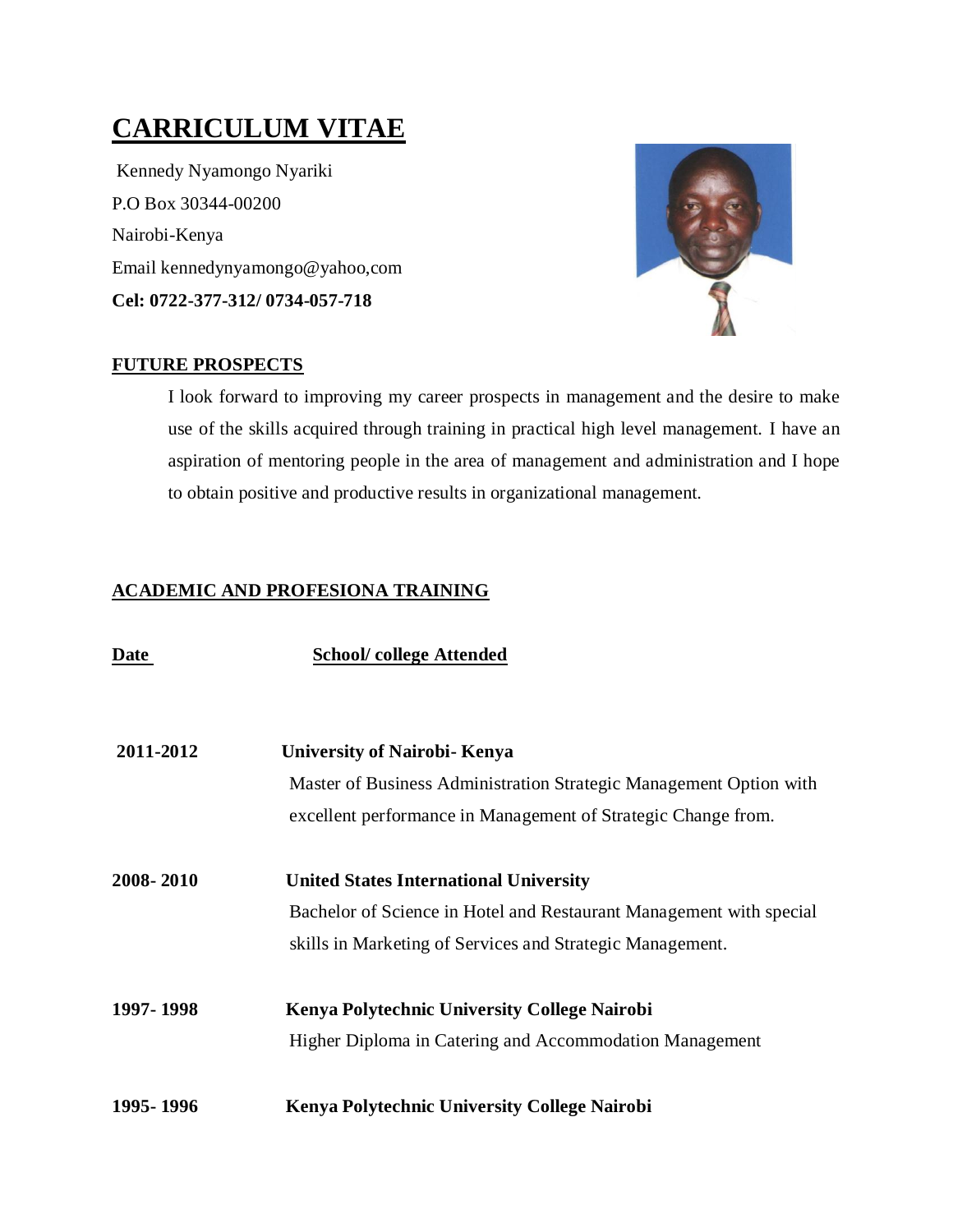# CARRICULUM VITAE

Kennedy Nyamongo Nyariki
P.O Box 30344-00200
Nairobi-Kenya
Email kennedynyamongo@yahoo,com
**Cel: 0722-377-312/ 0734-057-718**

## FUTURE PROSPECTS

I look forward to improving my career prospects in management and the desire to make use of the skills acquired through training in practical high level management. I have an aspiration of mentoring people in the area of management and administration and I hope to obtain positive and productive results in organizational management.

## ACADEMIC AND PROFESIONA TRAINING

| Date | School/ college Attended |
|---|---|
| **2011-2012** | **University of Nairobi- Kenya**<br>Master of Business Administration Strategic Management Option with excellent performance in Management of Strategic Change from. |
| **2008- 2010** | **United States International University**<br>Bachelor of Science in Hotel and Restaurant Management with special skills in Marketing of Services and Strategic Management. |
| **1997- 1998** | **Kenya Polytechnic University College Nairobi**<br>Higher Diploma in Catering and Accommodation Management |
| **1995- 1996** | **Kenya Polytechnic University College Nairobi** |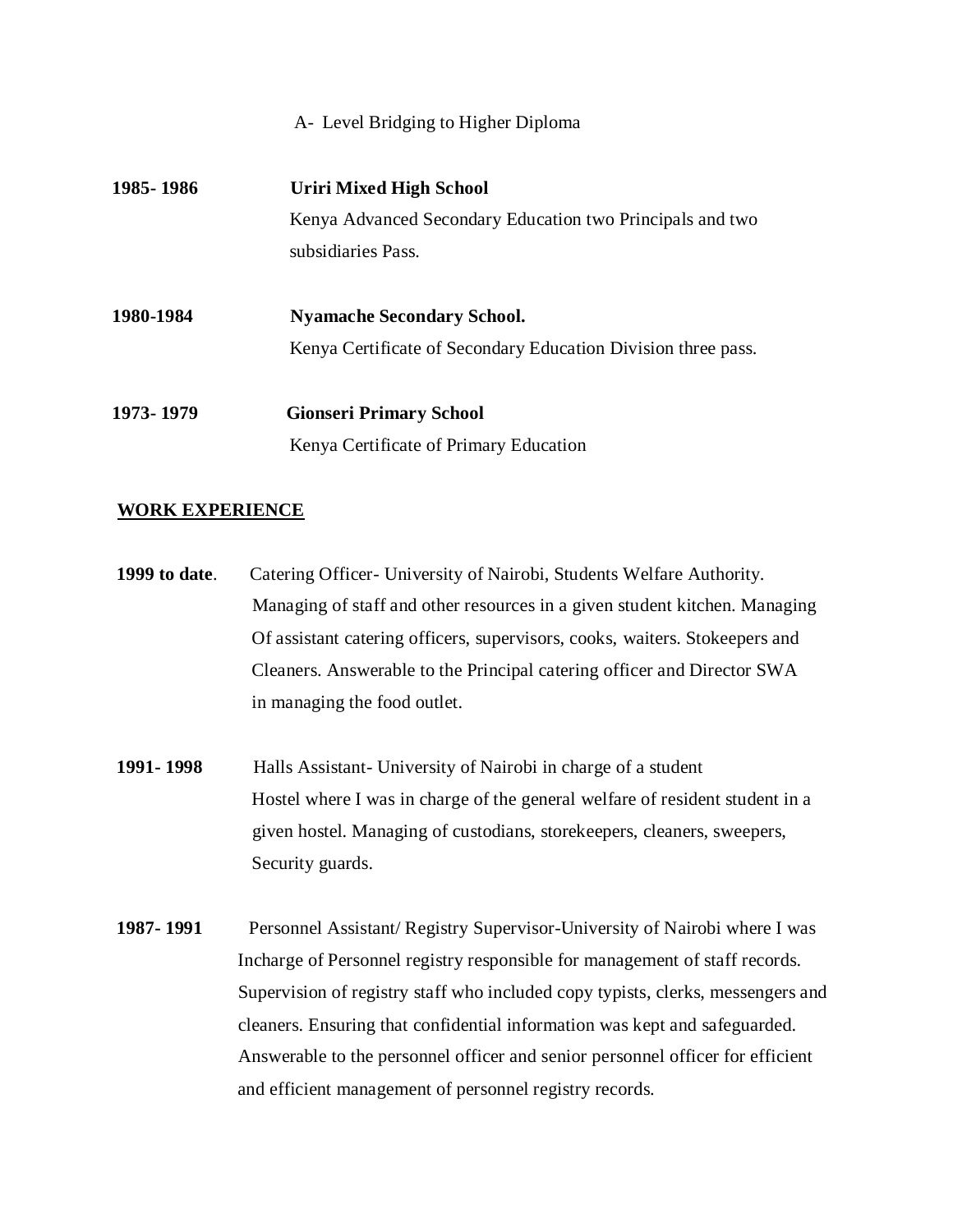A- Level Bridging to Higher Diploma

**1985- 1986** **Uriri Mixed High School**
Kenya Advanced Secondary Education two Principals and two subsidiaries Pass.

**1980-1984** **Nyamache Secondary School.**
Kenya Certificate of Secondary Education Division three pass.

**1973- 1979** **Gionseri Primary School**
Kenya Certificate of Primary Education

## WORK EXPERIENCE

**1999 to date**. Catering Officer- University of Nairobi, Students Welfare Authority. Managing of staff and other resources in a given student kitchen. Managing Of assistant catering officers, supervisors, cooks, waiters. Stokeepers and Cleaners. Answerable to the Principal catering officer and Director SWA in managing the food outlet.

**1991- 1998** Halls Assistant- University of Nairobi in charge of a student Hostel where I was in charge of the general welfare of resident student in a given hostel. Managing of custodians, storekeepers, cleaners, sweepers, Security guards.

**1987- 1991** Personnel Assistant/ Registry Supervisor-University of Nairobi where I was Incharge of Personnel registry responsible for management of staff records. Supervision of registry staff who included copy typists, clerks, messengers and cleaners. Ensuring that confidential information was kept and safeguarded. Answerable to the personnel officer and senior personnel officer for efficient and efficient management of personnel registry records.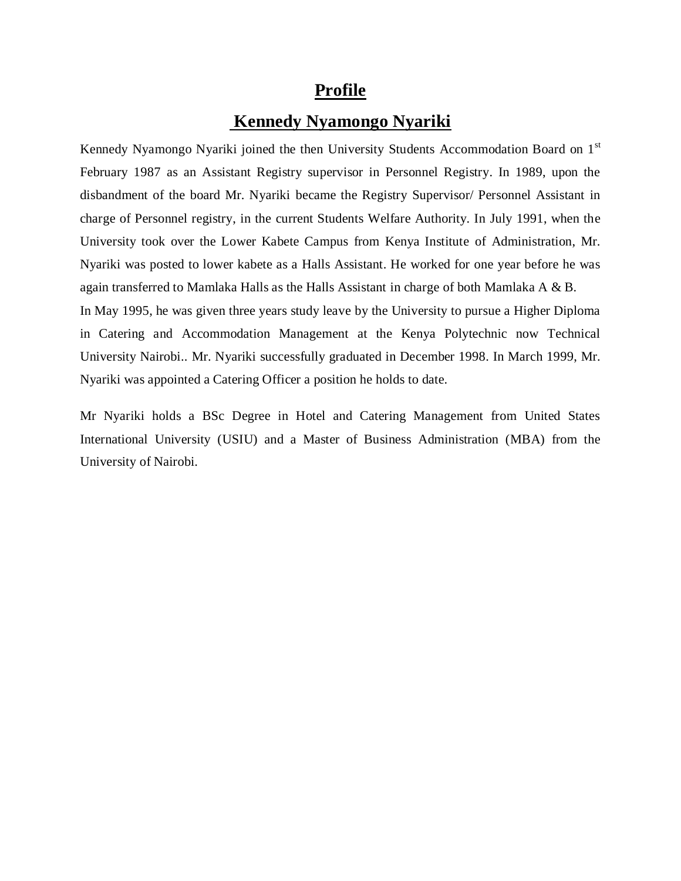# Profile

## Kennedy Nyamongo Nyariki

Kennedy Nyamongo Nyariki joined the then University Students Accommodation Board on 1st February 1987 as an Assistant Registry supervisor in Personnel Registry. In 1989, upon the disbandment of the board Mr. Nyariki became the Registry Supervisor/ Personnel Assistant in charge of Personnel registry, in the current Students Welfare Authority. In July 1991, when the University took over the Lower Kabete Campus from Kenya Institute of Administration, Mr. Nyariki was posted to lower kabete as a Halls Assistant. He worked for one year before he was again transferred to Mamlaka Halls as the Halls Assistant in charge of both Mamlaka A & B.

In May 1995, he was given three years study leave by the University to pursue a Higher Diploma in Catering and Accommodation Management at the Kenya Polytechnic now Technical University Nairobi.. Mr. Nyariki successfully graduated in December 1998. In March 1999, Mr. Nyariki was appointed a Catering Officer a position he holds to date.

Mr Nyariki holds a BSc Degree in Hotel and Catering Management from United States International University (USIU) and a Master of Business Administration (MBA) from the University of Nairobi.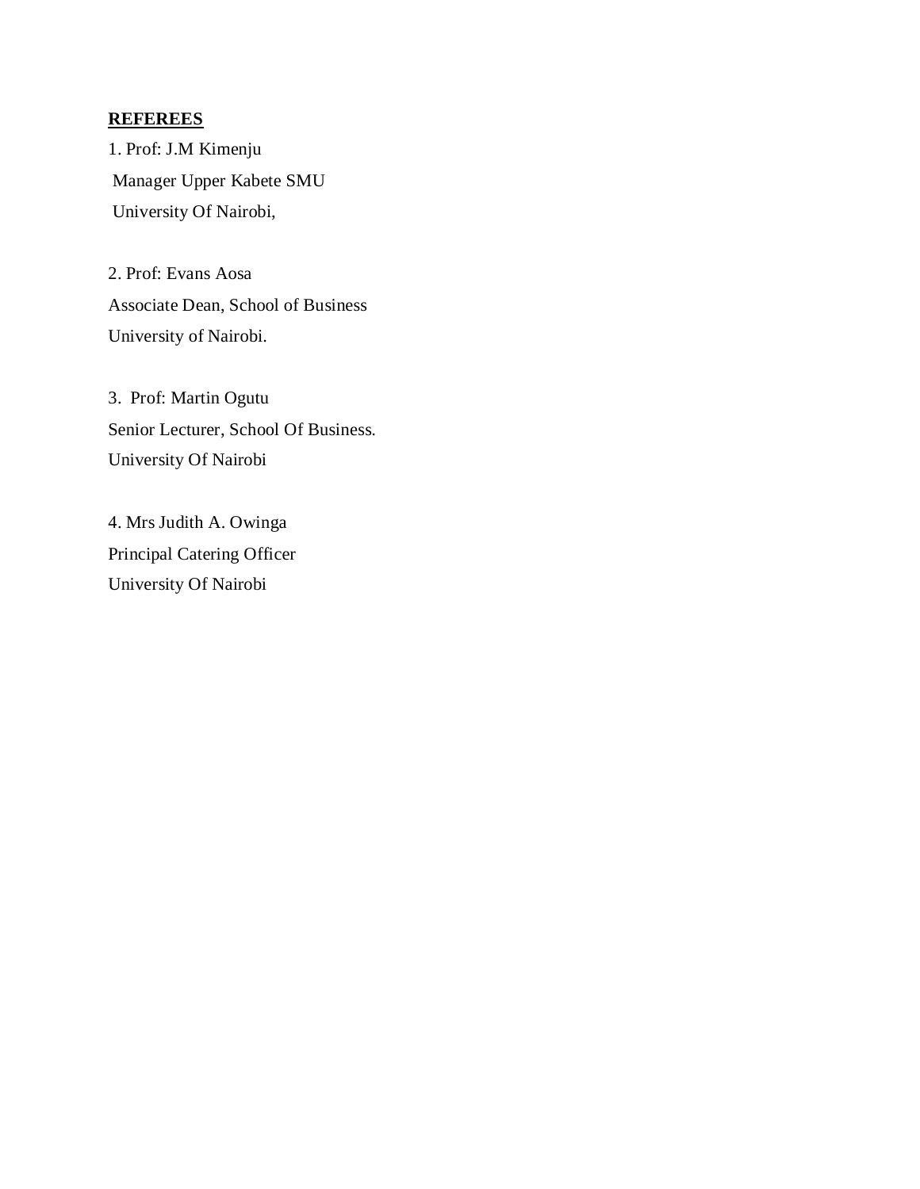**<u>REFEREES</u>**

1. Prof: J.M Kimenju
Manager Upper Kabete SMU
University Of Nairobi,

2. Prof: Evans Aosa
Associate Dean, School of Business
University of Nairobi.

3. Prof: Martin Ogutu
Senior Lecturer, School Of Business.
University Of Nairobi

4. Mrs Judith A. Owinga
Principal Catering Officer
University Of Nairobi